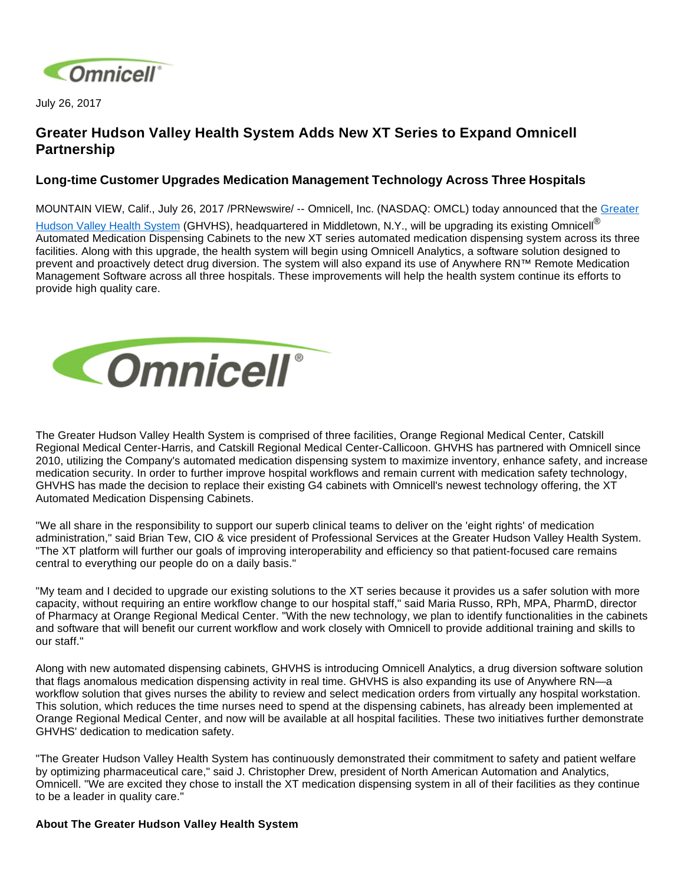July 26, 2017

## Greater Hudson Valley Health System Adds New XT Series to Expand Omnicell Partnership

### Long-time Customer Upgrades Medication Management Technology Across Three Hospitals

MOUNTAIN VIEW, Calif., July 26, 2017 /PRNewswire/ -- Omnicell, Inc. (NASDAQ: OMCL) today announced that the Greater Hudson Valley Health System (GHVHS), headquartered in Middletown, N.Y., will be upgrading its existing Omnicell® Automated Medication Dispensing Cabinets to the new XT series automated medication dispensing system across its three facilities. Along with this upgrade, the health system will begin using Omnicell Analytics, a software solution designed to prevent and proactively detect drug diversion. The system will also expand its use of Anywhere RN™ Remote Medication Management Software across all three hospitals. These improvements will help the health system continue its efforts to provide high quality care.

The Greater Hudson Valley Health System is comprised of three facilities, Orange Regional Medical Center, Catskill Regional Medical Center-Harris, and Catskill Regional Medical Center-Callicoon. GHVHS has partnered with Omnicell since 2010, utilizing the Company's automated medication dispensing system to maximize inventory, enhance safety, and increase medication security. In order to further improve hospital workflows and remain current with medication safety technology, GHVHS has made the decision to replace their existing G4 cabinets with Omnicell's newest technology offering, the XT Automated Medication Dispensing Cabinets.

"We all share in the responsibility to support our superb clinical teams to deliver on the 'eight rights' of medication administration," said Brian Tew, CIO & vice president of Professional Services at the Greater Hudson Valley Health System. "The XT platform will further our goals of improving interoperability and efficiency so that patient-focused care remains central to everything our people do on a daily basis."

"My team and I decided to upgrade our existing solutions to the XT series because it provides us a safer solution with more capacity, without requiring an entire workflow change to our hospital staff," said Maria Russo, RPh, MPA, PharmD, director of Pharmacy at Orange Regional Medical Center. "With the new technology, we plan to identify functionalities in the cabinets and software that will benefit our current workflow and work closely with Omnicell to provide additional training and skills to our staff."

Along with new automated dispensing cabinets, GHVHS is introducing Omnicell Analytics, a drug diversion software solution that flags anomalous medication dispensing activity in real time. GHVHS is also expanding its use of Anywhere RN—a workflow solution that gives nurses the ability to review and select medication orders from virtually any hospital workstation. This solution, which reduces the time nurses need to spend at the dispensing cabinets, has already been implemented at Orange Regional Medical Center, and now will be available at all hospital facilities. These two initiatives further demonstrate GHVHS' dedication to medication safety.

"The Greater Hudson Valley Health System has continuously demonstrated their commitment to safety and patient welfare by optimizing pharmaceutical care," said J. Christopher Drew, president of North American Automation and Analytics, Omnicell. "We are excited they chose to install the XT medication dispensing system in all of their facilities as they continue to be a leader in quality care."

**About The Greater Hudson Valley Health System**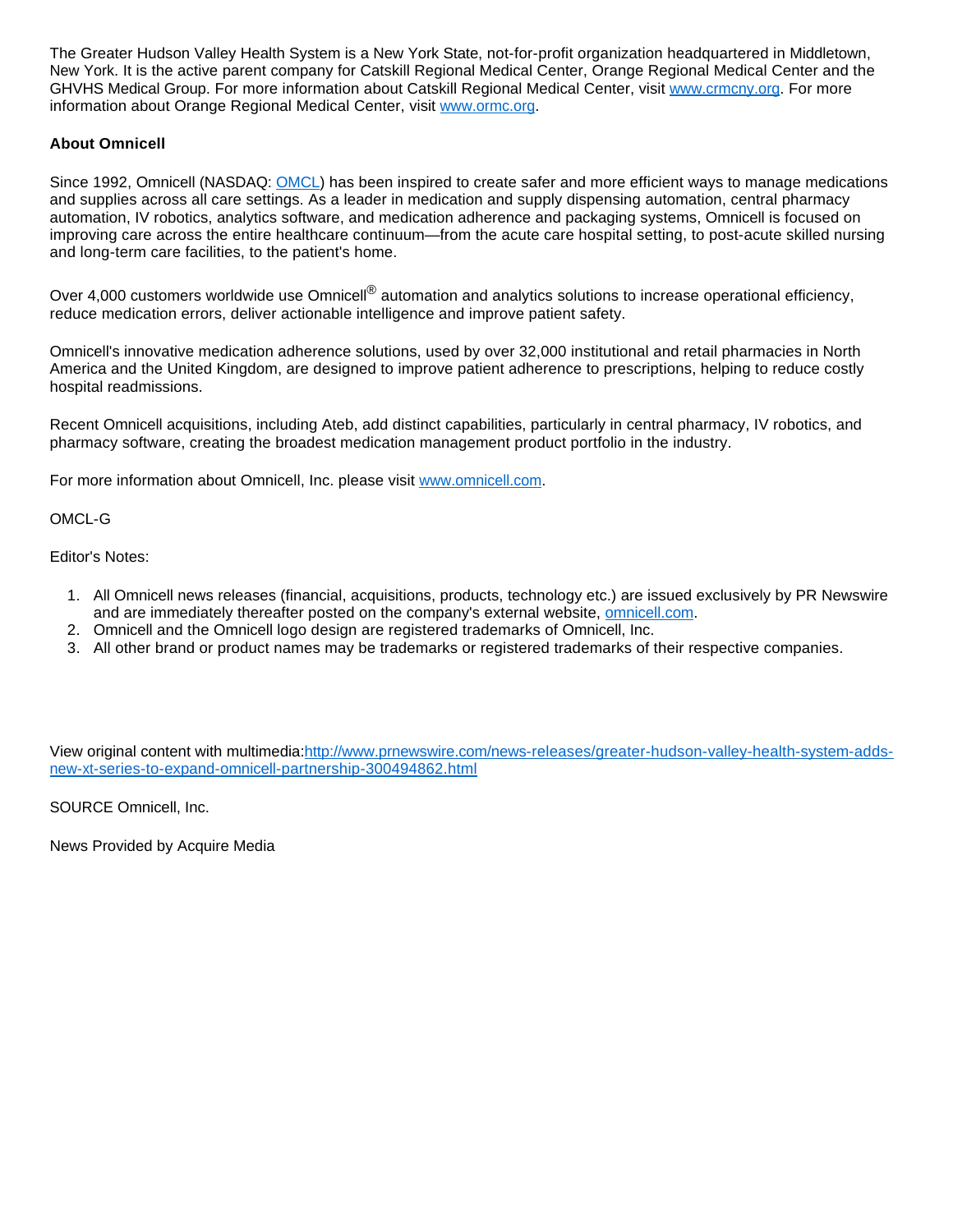The Greater Hudson Valley Health System is a New York State, not-for-profit organization headquartered in Middletown, New York. It is the active parent company for Catskill Regional Medical Center, Orange Regional Medical Center and the GHVHS Medical Group. For more information about Catskill Regional Medical Center, visit [www.crmcny.org](http://www.crmcny.org). For more information about Orange Regional Medical Center, visit [www.ormc.org](http://www.ormc.org).

**About Omnicell**

Since 1992, Omnicell (NASDAQ: [OMCL](#)) has been inspired to create safer and more efficient ways to manage medications and supplies across all care settings. As a leader in medication and supply dispensing automation, central pharmacy automation, IV robotics, analytics software, and medication adherence and packaging systems, Omnicell is focused on improving care across the entire healthcare continuum—from the acute care hospital setting, to post-acute skilled nursing and long-term care facilities, to the patient's home.

Over 4,000 customers worldwide use Omnicell® automation and analytics solutions to increase operational efficiency, reduce medication errors, deliver actionable intelligence and improve patient safety.

Omnicell's innovative medication adherence solutions, used by over 32,000 institutional and retail pharmacies in North America and the United Kingdom, are designed to improve patient adherence to prescriptions, helping to reduce costly hospital readmissions.

Recent Omnicell acquisitions, including Ateb, add distinct capabilities, particularly in central pharmacy, IV robotics, and pharmacy software, creating the broadest medication management product portfolio in the industry.

For more information about Omnicell, Inc. please visit [www.omnicell.com](http://www.omnicell.com).

OMCL-G

Editor's Notes:

1. All Omnicell news releases (financial, acquisitions, products, technology etc.) are issued exclusively by PR Newswire and are immediately thereafter posted on the company's external website, [omnicell.com](http://omnicell.com).
2. Omnicell and the Omnicell logo design are registered trademarks of Omnicell, Inc.
3. All other brand or product names may be trademarks or registered trademarks of their respective companies.

View original content with multimedia:[http://www.prnewswire.com/news-releases/greater-hudson-valley-health-system-adds-new-xt-series-to-expand-omnicell-partnership-300494862.html](http://www.prnewswire.com/news-releases/greater-hudson-valley-health-system-adds-new-xt-series-to-expand-omnicell-partnership-300494862.html)

SOURCE Omnicell, Inc.

News Provided by Acquire Media